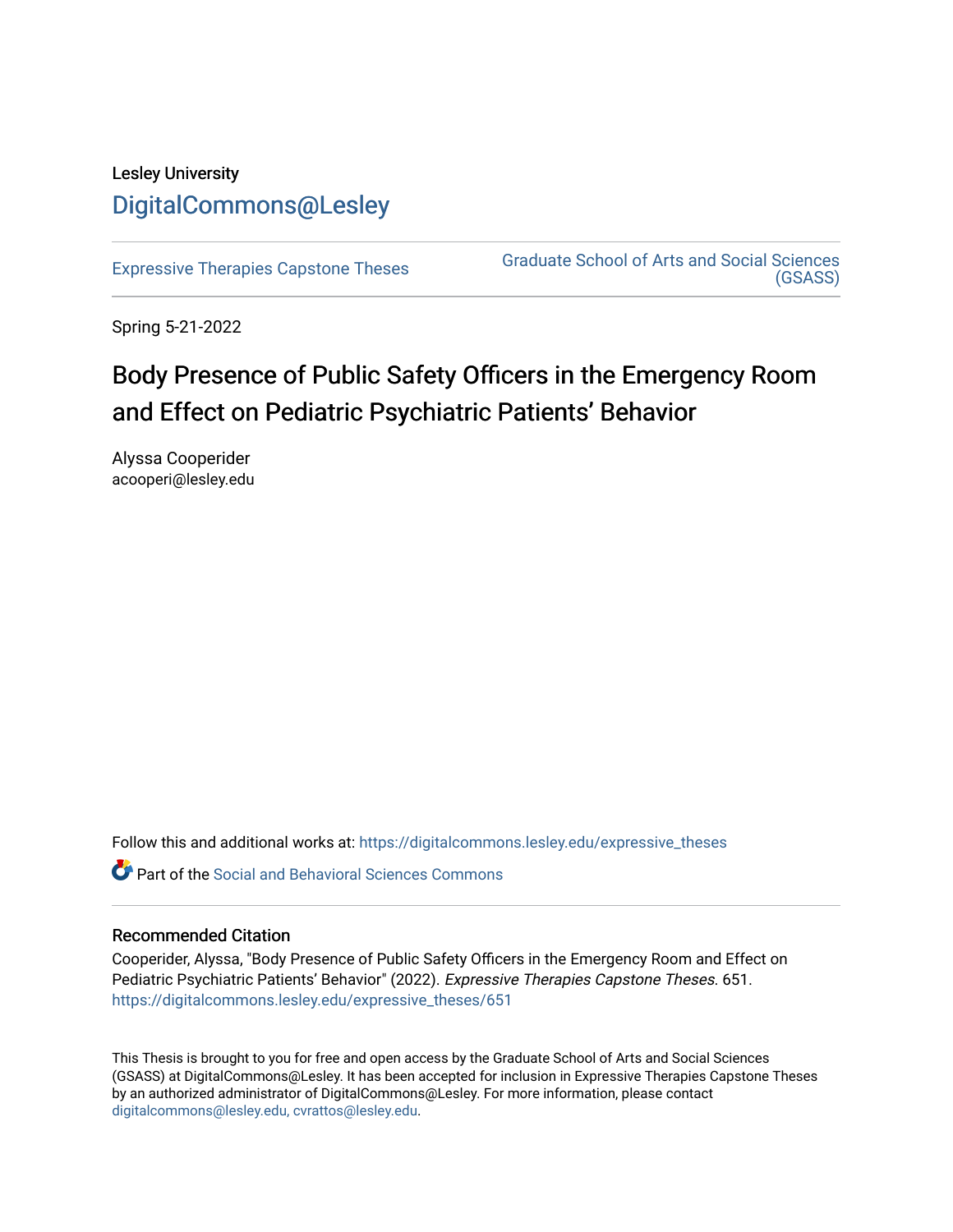Lesley University

DigitalCommons@Lesley

Expressive Therapies Capstone Theses | Graduate School of Arts and Social Sciences (GSASS)

Spring 5-21-2022

# Body Presence of Public Safety Officers in the Emergency Room and Effect on Pediatric Psychiatric Patients' Behavior

Alyssa Cooperider
acooperi@lesley.edu

Follow this and additional works at: https://digitalcommons.lesley.edu/expressive_theses

Part of the Social and Behavioral Sciences Commons

## Recommended Citation

Cooperider, Alyssa, "Body Presence of Public Safety Officers in the Emergency Room and Effect on Pediatric Psychiatric Patients' Behavior" (2022). *Expressive Therapies Capstone Theses*. 651.
https://digitalcommons.lesley.edu/expressive_theses/651

This Thesis is brought to you for free and open access by the Graduate School of Arts and Social Sciences (GSASS) at DigitalCommons@Lesley. It has been accepted for inclusion in Expressive Therapies Capstone Theses by an authorized administrator of DigitalCommons@Lesley. For more information, please contact digitalcommons@lesley.edu, cvrattos@lesley.edu.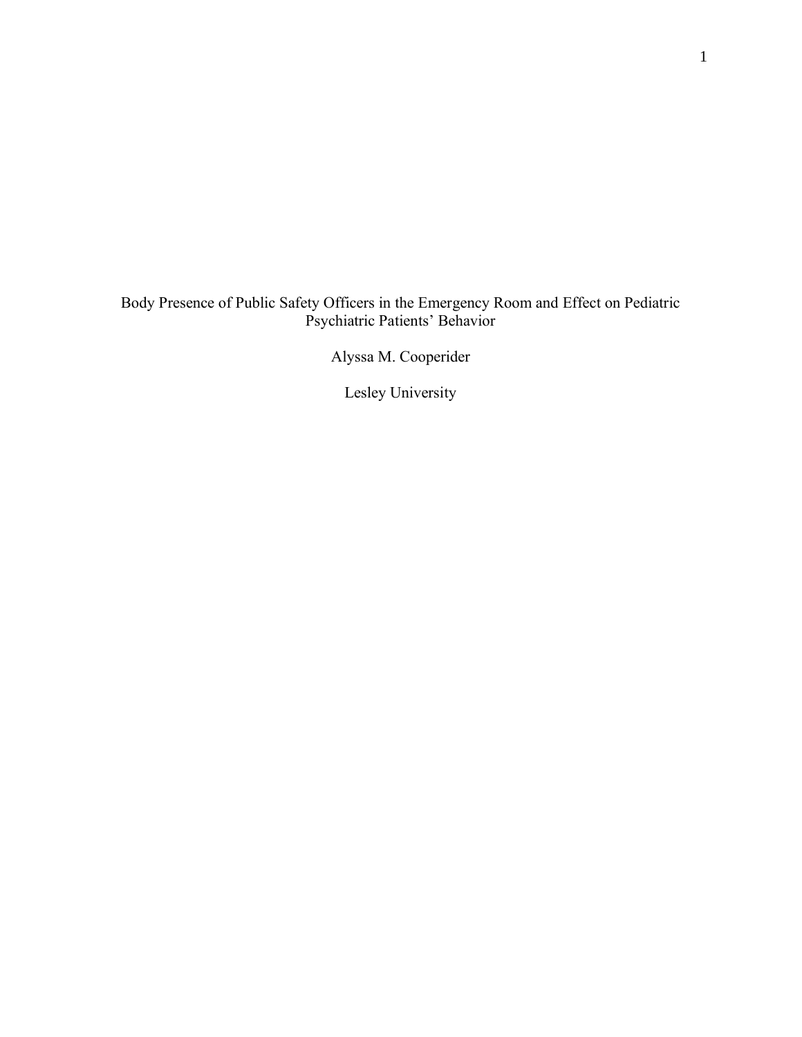# Body Presence of Public Safety Officers in the Emergency Room and Effect on Pediatric Psychiatric Patients' Behavior

Alyssa M. Cooperider

Lesley University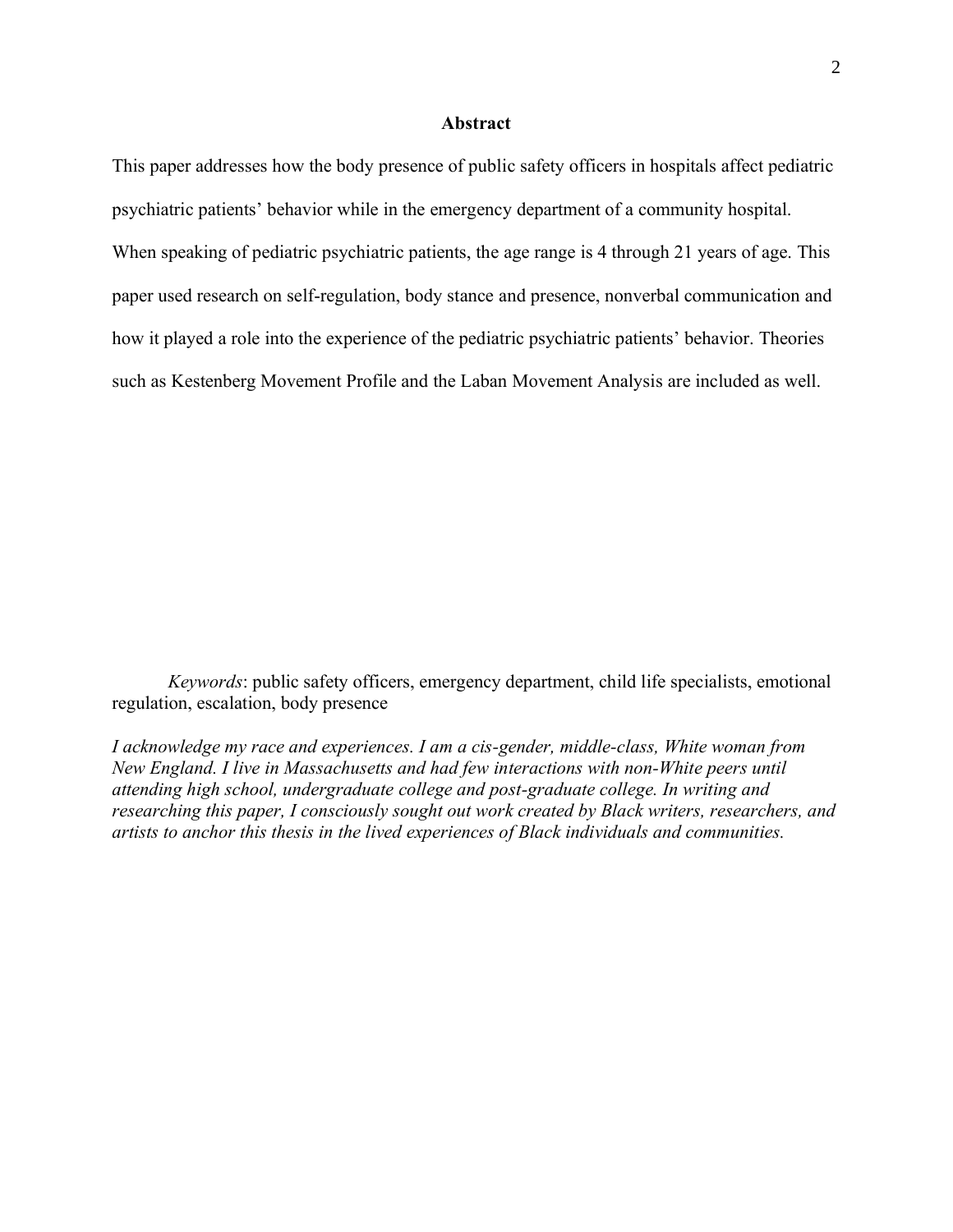# Abstract

This paper addresses how the body presence of public safety officers in hospitals affect pediatric psychiatric patients' behavior while in the emergency department of a community hospital. When speaking of pediatric psychiatric patients, the age range is 4 through 21 years of age. This paper used research on self-regulation, body stance and presence, nonverbal communication and how it played a role into the experience of the pediatric psychiatric patients' behavior. Theories such as Kestenberg Movement Profile and the Laban Movement Analysis are included as well.

*Keywords*: public safety officers, emergency department, child life specialists, emotional regulation, escalation, body presence

*I acknowledge my race and experiences. I am a cis-gender, middle-class, White woman from New England. I live in Massachusetts and had few interactions with non-White peers until attending high school, undergraduate college and post-graduate college. In writing and researching this paper, I consciously sought out work created by Black writers, researchers, and artists to anchor this thesis in the lived experiences of Black individuals and communities.*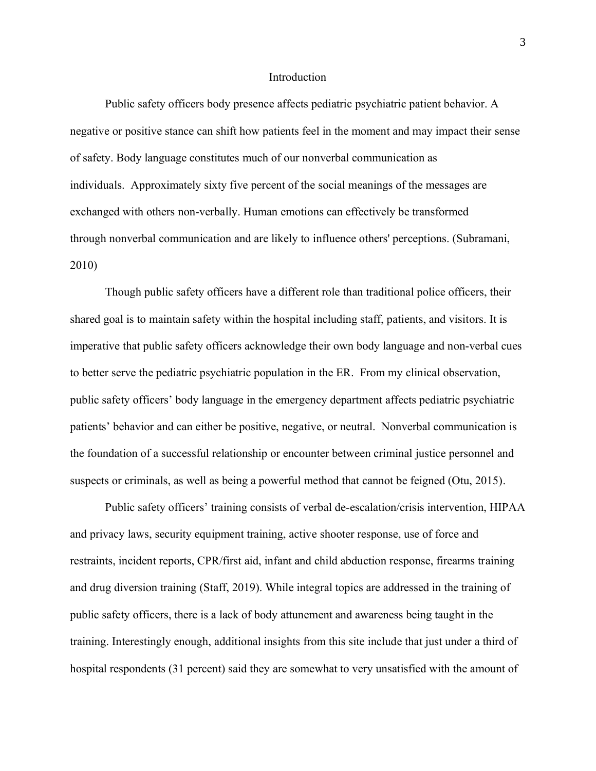# Introduction

Public safety officers body presence affects pediatric psychiatric patient behavior. A negative or positive stance can shift how patients feel in the moment and may impact their sense of safety. Body language constitutes much of our nonverbal communication as individuals. Approximately sixty five percent of the social meanings of the messages are exchanged with others non-verbally. Human emotions can effectively be transformed through nonverbal communication and are likely to influence others' perceptions. (Subramani, 2010)

Though public safety officers have a different role than traditional police officers, their shared goal is to maintain safety within the hospital including staff, patients, and visitors. It is imperative that public safety officers acknowledge their own body language and non-verbal cues to better serve the pediatric psychiatric population in the ER. From my clinical observation, public safety officers' body language in the emergency department affects pediatric psychiatric patients' behavior and can either be positive, negative, or neutral. Nonverbal communication is the foundation of a successful relationship or encounter between criminal justice personnel and suspects or criminals, as well as being a powerful method that cannot be feigned (Otu, 2015).

Public safety officers' training consists of verbal de-escalation/crisis intervention, HIPAA and privacy laws, security equipment training, active shooter response, use of force and restraints, incident reports, CPR/first aid, infant and child abduction response, firearms training and drug diversion training (Staff, 2019). While integral topics are addressed in the training of public safety officers, there is a lack of body attunement and awareness being taught in the training. Interestingly enough, additional insights from this site include that just under a third of hospital respondents (31 percent) said they are somewhat to very unsatisfied with the amount of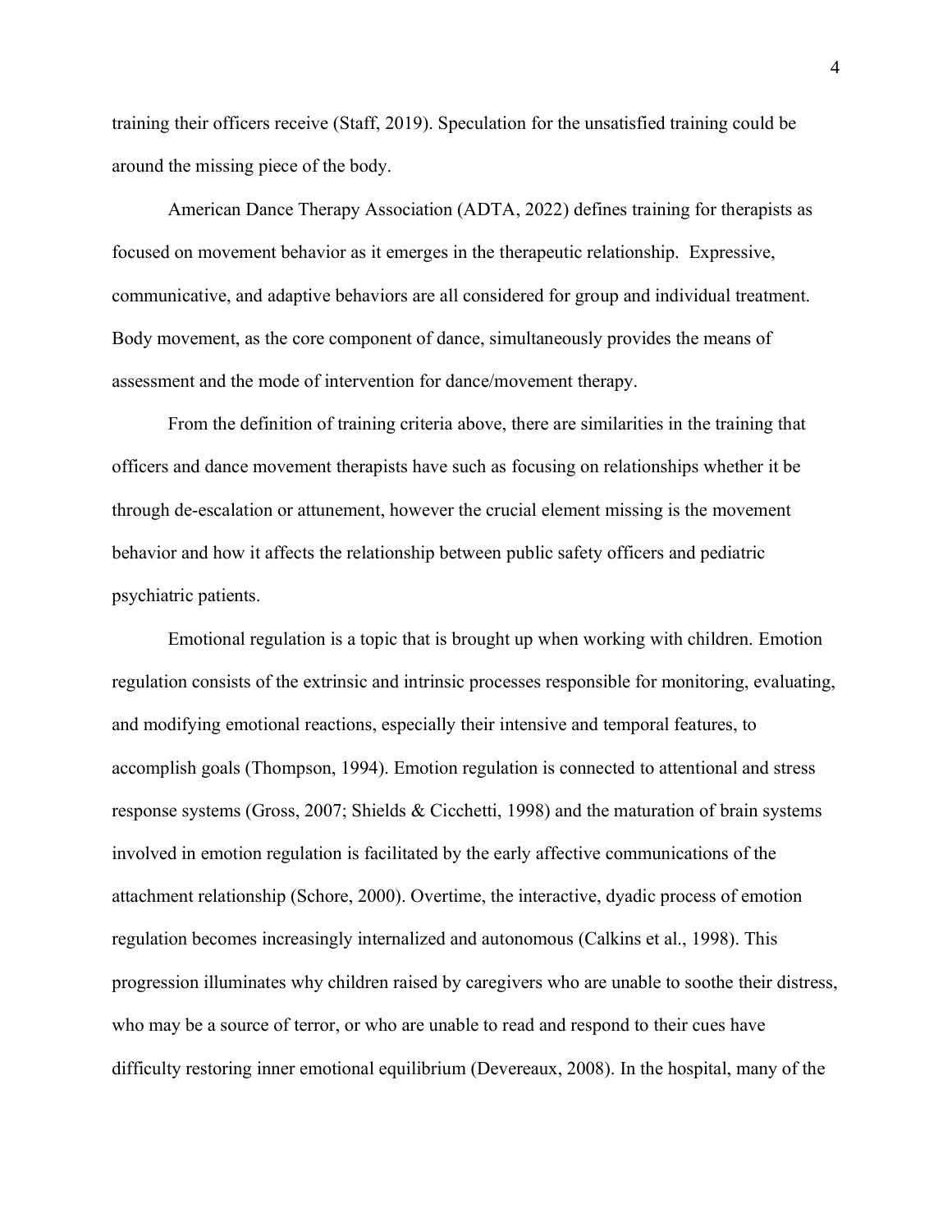training their officers receive (Staff, 2019). Speculation for the unsatisfied training could be around the missing piece of the body.

American Dance Therapy Association (ADTA, 2022) defines training for therapists as focused on movement behavior as it emerges in the therapeutic relationship. Expressive, communicative, and adaptive behaviors are all considered for group and individual treatment. Body movement, as the core component of dance, simultaneously provides the means of assessment and the mode of intervention for dance/movement therapy.

From the definition of training criteria above, there are similarities in the training that officers and dance movement therapists have such as focusing on relationships whether it be through de-escalation or attunement, however the crucial element missing is the movement behavior and how it affects the relationship between public safety officers and pediatric psychiatric patients.

Emotional regulation is a topic that is brought up when working with children. Emotion regulation consists of the extrinsic and intrinsic processes responsible for monitoring, evaluating, and modifying emotional reactions, especially their intensive and temporal features, to accomplish goals (Thompson, 1994). Emotion regulation is connected to attentional and stress response systems (Gross, 2007; Shields & Cicchetti, 1998) and the maturation of brain systems involved in emotion regulation is facilitated by the early affective communications of the attachment relationship (Schore, 2000). Overtime, the interactive, dyadic process of emotion regulation becomes increasingly internalized and autonomous (Calkins et al., 1998). This progression illuminates why children raised by caregivers who are unable to soothe their distress, who may be a source of terror, or who are unable to read and respond to their cues have difficulty restoring inner emotional equilibrium (Devereaux, 2008). In the hospital, many of the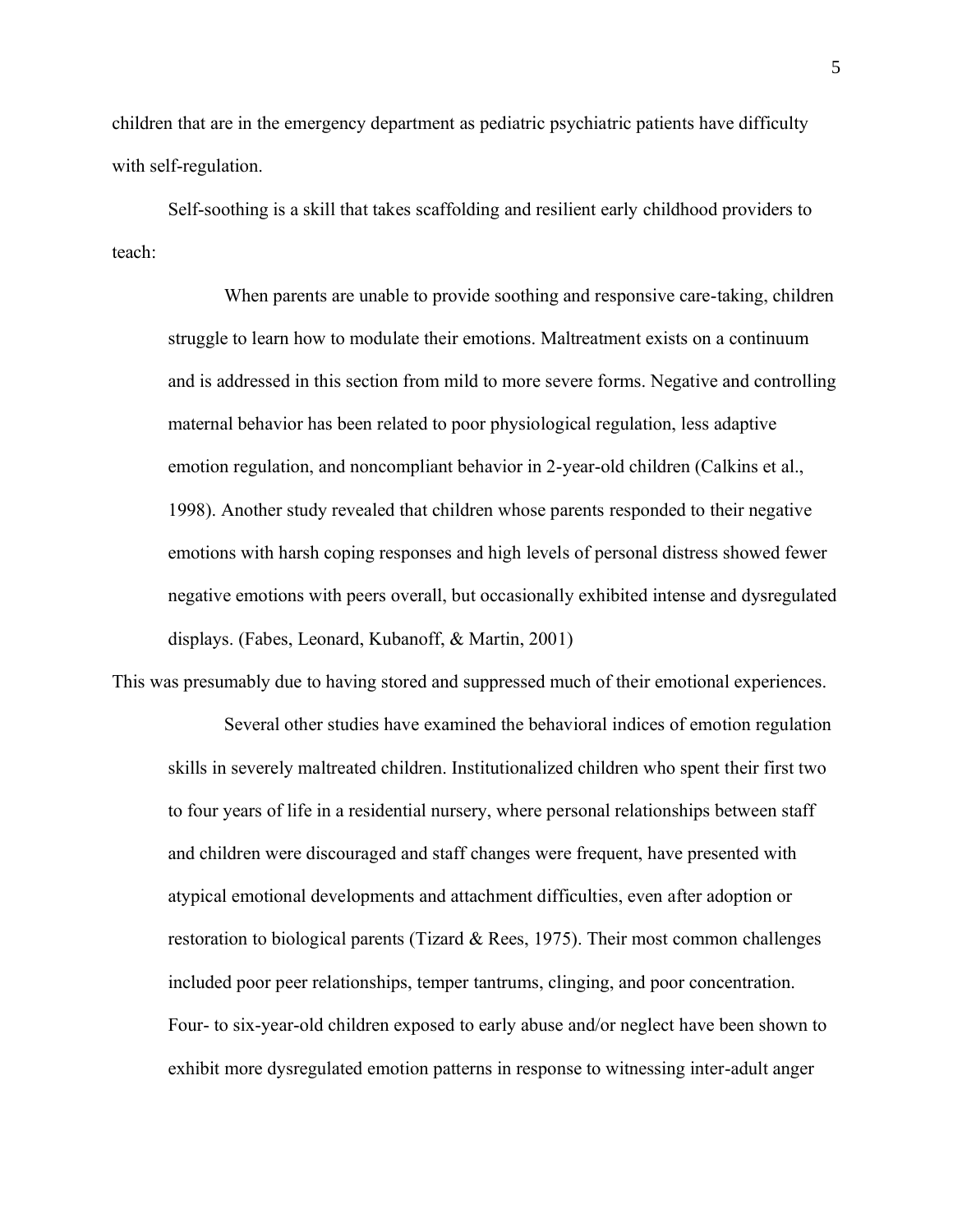children that are in the emergency department as pediatric psychiatric patients have difficulty with self-regulation.

Self-soothing is a skill that takes scaffolding and resilient early childhood providers to teach:

> When parents are unable to provide soothing and responsive care-taking, children struggle to learn how to modulate their emotions. Maltreatment exists on a continuum and is addressed in this section from mild to more severe forms. Negative and controlling maternal behavior has been related to poor physiological regulation, less adaptive emotion regulation, and noncompliant behavior in 2-year-old children (Calkins et al., 1998). Another study revealed that children whose parents responded to their negative emotions with harsh coping responses and high levels of personal distress showed fewer negative emotions with peers overall, but occasionally exhibited intense and dysregulated displays. (Fabes, Leonard, Kubanoff, & Martin, 2001)

This was presumably due to having stored and suppressed much of their emotional experiences.

> Several other studies have examined the behavioral indices of emotion regulation skills in severely maltreated children. Institutionalized children who spent their first two to four years of life in a residential nursery, where personal relationships between staff and children were discouraged and staff changes were frequent, have presented with atypical emotional developments and attachment difficulties, even after adoption or restoration to biological parents (Tizard & Rees, 1975). Their most common challenges included poor peer relationships, temper tantrums, clinging, and poor concentration. Four- to six-year-old children exposed to early abuse and/or neglect have been shown to exhibit more dysregulated emotion patterns in response to witnessing inter-adult anger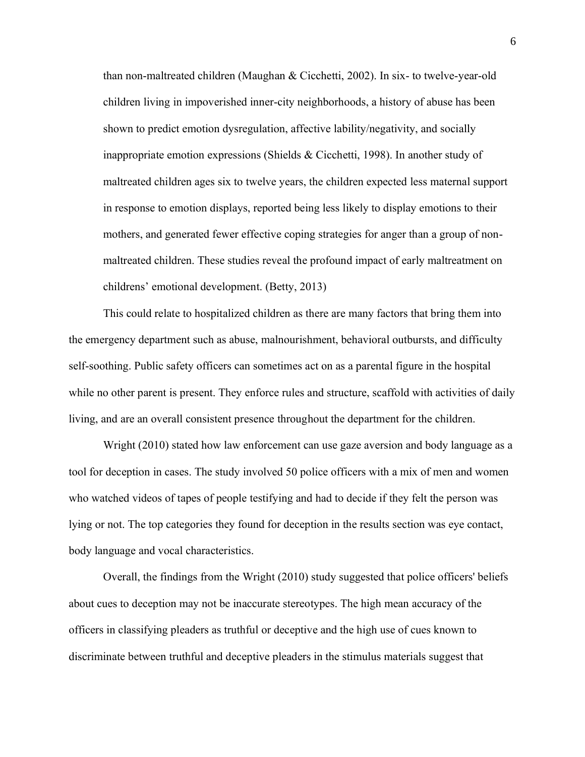than non-maltreated children (Maughan & Cicchetti, 2002). In six- to twelve-year-old children living in impoverished inner-city neighborhoods, a history of abuse has been shown to predict emotion dysregulation, affective lability/negativity, and socially inappropriate emotion expressions (Shields & Cicchetti, 1998). In another study of maltreated children ages six to twelve years, the children expected less maternal support in response to emotion displays, reported being less likely to display emotions to their mothers, and generated fewer effective coping strategies for anger than a group of non-maltreated children. These studies reveal the profound impact of early maltreatment on childrens' emotional development. (Betty, 2013)

This could relate to hospitalized children as there are many factors that bring them into the emergency department such as abuse, malnourishment, behavioral outbursts, and difficulty self-soothing. Public safety officers can sometimes act on as a parental figure in the hospital while no other parent is present. They enforce rules and structure, scaffold with activities of daily living, and are an overall consistent presence throughout the department for the children.

Wright (2010) stated how law enforcement can use gaze aversion and body language as a tool for deception in cases. The study involved 50 police officers with a mix of men and women who watched videos of tapes of people testifying and had to decide if they felt the person was lying or not. The top categories they found for deception in the results section was eye contact, body language and vocal characteristics.

Overall, the findings from the Wright (2010) study suggested that police officers' beliefs about cues to deception may not be inaccurate stereotypes. The high mean accuracy of the officers in classifying pleaders as truthful or deceptive and the high use of cues known to discriminate between truthful and deceptive pleaders in the stimulus materials suggest that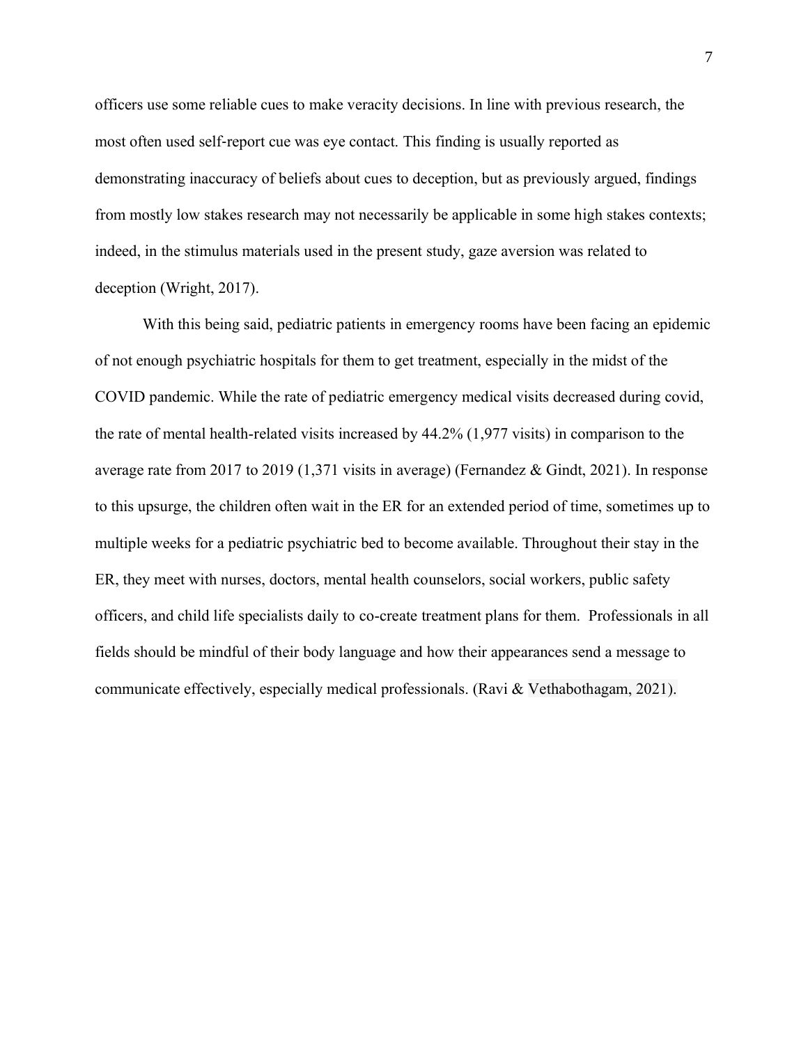officers use some reliable cues to make veracity decisions. In line with previous research, the most often used self-report cue was eye contact. This finding is usually reported as demonstrating inaccuracy of beliefs about cues to deception, but as previously argued, findings from mostly low stakes research may not necessarily be applicable in some high stakes contexts; indeed, in the stimulus materials used in the present study, gaze aversion was related to deception (Wright, 2017).

With this being said, pediatric patients in emergency rooms have been facing an epidemic of not enough psychiatric hospitals for them to get treatment, especially in the midst of the COVID pandemic. While the rate of pediatric emergency medical visits decreased during covid, the rate of mental health-related visits increased by 44.2% (1,977 visits) in comparison to the average rate from 2017 to 2019 (1,371 visits in average) (Fernandez & Gindt, 2021). In response to this upsurge, the children often wait in the ER for an extended period of time, sometimes up to multiple weeks for a pediatric psychiatric bed to become available. Throughout their stay in the ER, they meet with nurses, doctors, mental health counselors, social workers, public safety officers, and child life specialists daily to co-create treatment plans for them. Professionals in all fields should be mindful of their body language and how their appearances send a message to communicate effectively, especially medical professionals. (Ravi & Vethabothagam, 2021).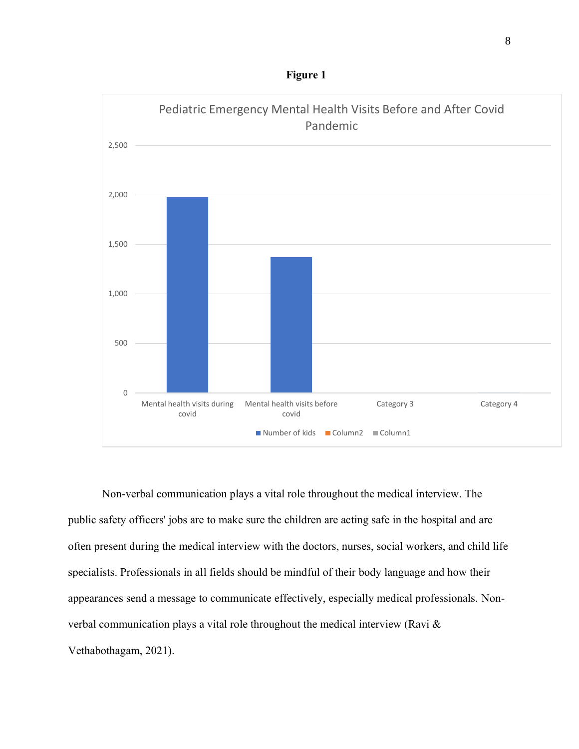**Figure 1**

Pediatric Emergency Mental Health Visits Before and After Covid Pandemic

| | Number of kids |
|---|---|
| Mental health visits during covid | ~1,980 |
| Mental health visits before covid | ~1,370 |
| Category 3 | |
| Category 4 | |

Non-verbal communication plays a vital role throughout the medical interview. The public safety officers' jobs are to make sure the children are acting safe in the hospital and are often present during the medical interview with the doctors, nurses, social workers, and child life specialists. Professionals in all fields should be mindful of their body language and how their appearances send a message to communicate effectively, especially medical professionals. Non-verbal communication plays a vital role throughout the medical interview (Ravi & Vethabothagam, 2021).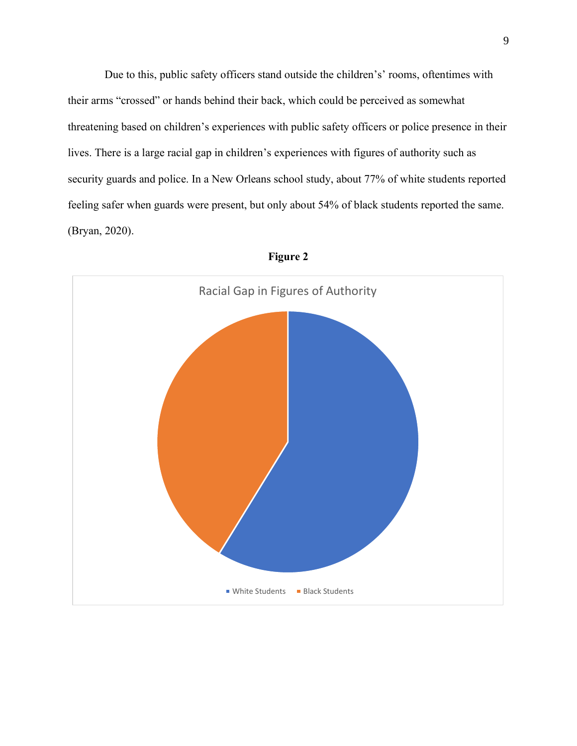Due to this, public safety officers stand outside the children's' rooms, oftentimes with their arms "crossed" or hands behind their back, which could be perceived as somewhat threatening based on children's experiences with public safety officers or police presence in their lives. There is a large racial gap in children's experiences with figures of authority such as security guards and police. In a New Orleans school study, about 77% of white students reported feeling safer when guards were present, but only about 54% of black students reported the same. (Bryan, 2020).

**Figure 2**

Racial Gap in Figures of Authority

White Students   Black Students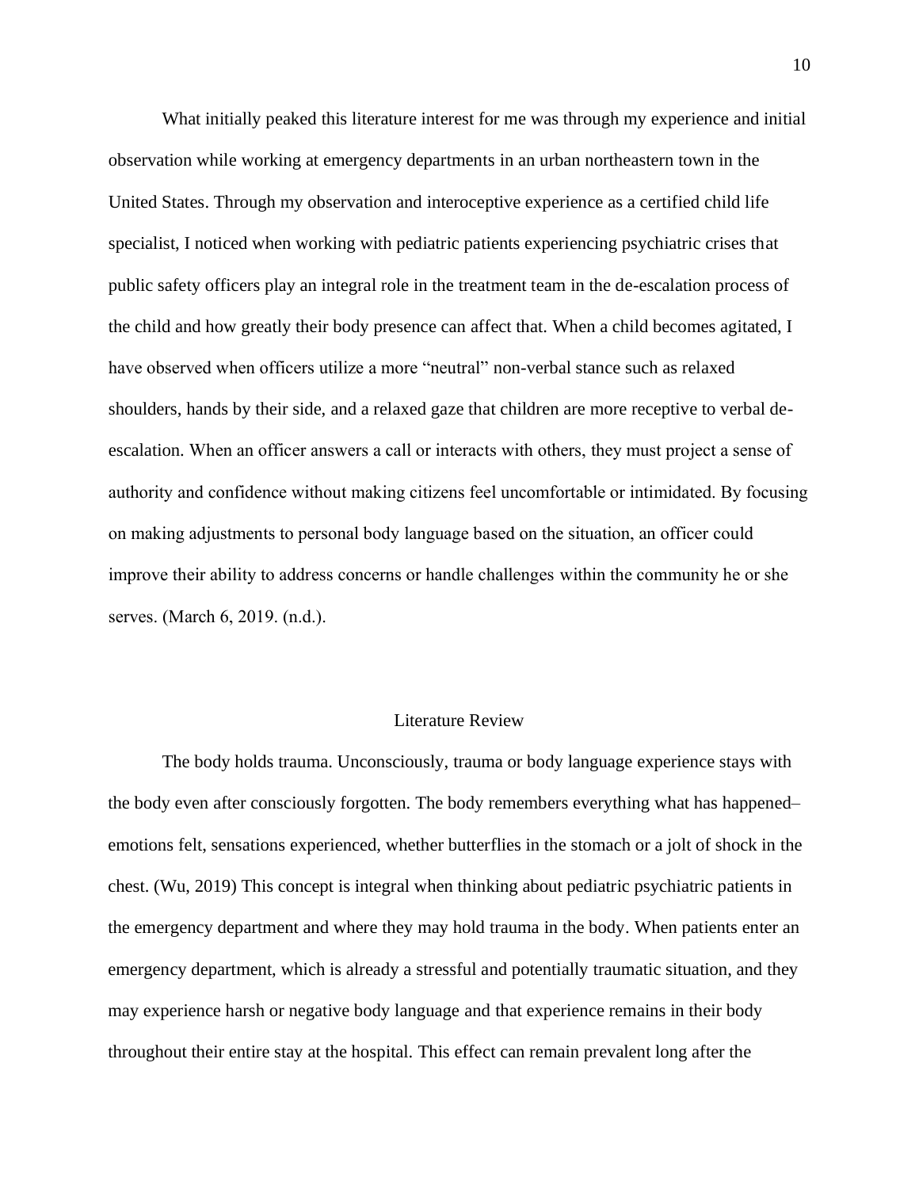What initially peaked this literature interest for me was through my experience and initial observation while working at emergency departments in an urban northeastern town in the United States. Through my observation and interoceptive experience as a certified child life specialist, I noticed when working with pediatric patients experiencing psychiatric crises that public safety officers play an integral role in the treatment team in the de-escalation process of the child and how greatly their body presence can affect that. When a child becomes agitated, I have observed when officers utilize a more "neutral" non-verbal stance such as relaxed shoulders, hands by their side, and a relaxed gaze that children are more receptive to verbal de-escalation. When an officer answers a call or interacts with others, they must project a sense of authority and confidence without making citizens feel uncomfortable or intimidated. By focusing on making adjustments to personal body language based on the situation, an officer could improve their ability to address concerns or handle challenges within the community he or she serves. (March 6, 2019. (n.d.).

## Literature Review

The body holds trauma. Unconsciously, trauma or body language experience stays with the body even after consciously forgotten. The body remembers everything what has happened– emotions felt, sensations experienced, whether butterflies in the stomach or a jolt of shock in the chest. (Wu, 2019) This concept is integral when thinking about pediatric psychiatric patients in the emergency department and where they may hold trauma in the body. When patients enter an emergency department, which is already a stressful and potentially traumatic situation, and they may experience harsh or negative body language and that experience remains in their body throughout their entire stay at the hospital. This effect can remain prevalent long after the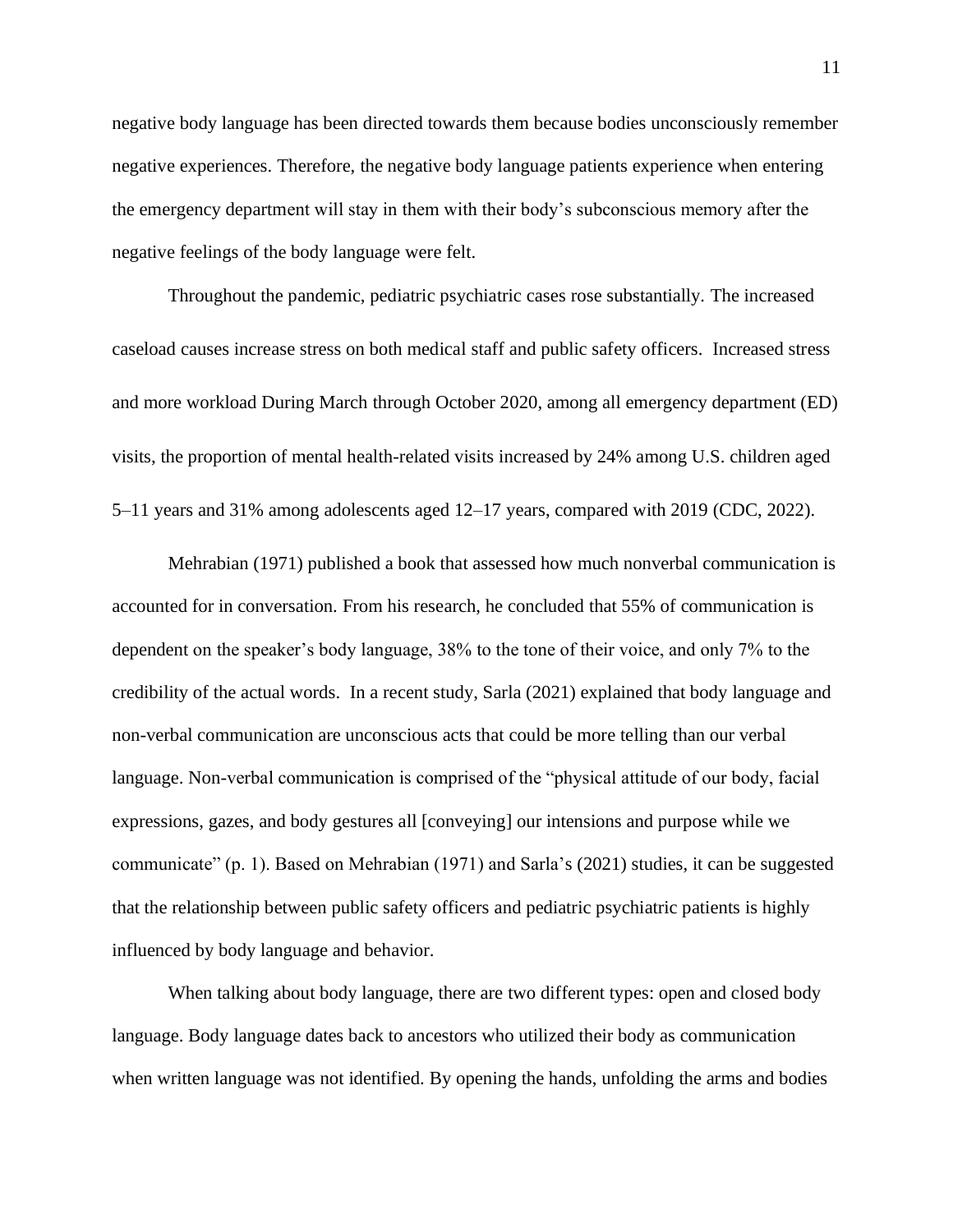negative body language has been directed towards them because bodies unconsciously remember negative experiences. Therefore, the negative body language patients experience when entering the emergency department will stay in them with their body's subconscious memory after the negative feelings of the body language were felt.

Throughout the pandemic, pediatric psychiatric cases rose substantially. The increased caseload causes increase stress on both medical staff and public safety officers. Increased stress and more workload During March through October 2020, among all emergency department (ED) visits, the proportion of mental health-related visits increased by 24% among U.S. children aged 5–11 years and 31% among adolescents aged 12–17 years, compared with 2019 (CDC, 2022).

Mehrabian (1971) published a book that assessed how much nonverbal communication is accounted for in conversation. From his research, he concluded that 55% of communication is dependent on the speaker's body language, 38% to the tone of their voice, and only 7% to the credibility of the actual words. In a recent study, Sarla (2021) explained that body language and non-verbal communication are unconscious acts that could be more telling than our verbal language. Non-verbal communication is comprised of the "physical attitude of our body, facial expressions, gazes, and body gestures all [conveying] our intensions and purpose while we communicate" (p. 1). Based on Mehrabian (1971) and Sarla's (2021) studies, it can be suggested that the relationship between public safety officers and pediatric psychiatric patients is highly influenced by body language and behavior.

When talking about body language, there are two different types: open and closed body language. Body language dates back to ancestors who utilized their body as communication when written language was not identified. By opening the hands, unfolding the arms and bodies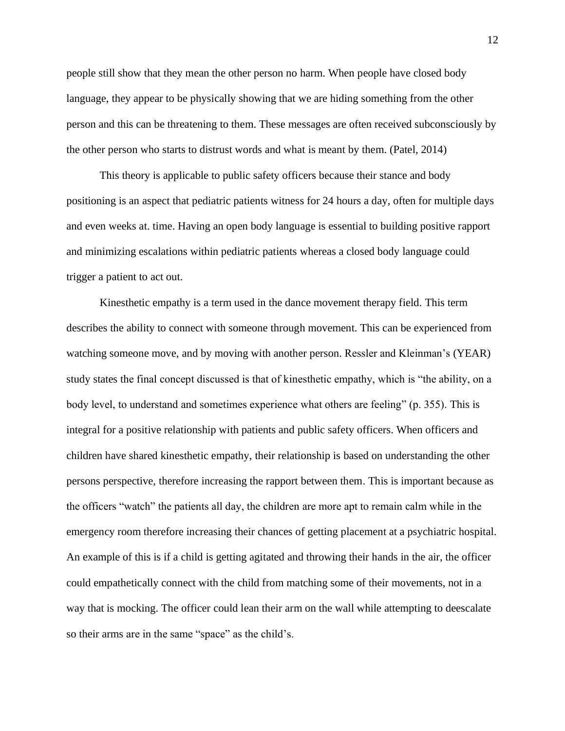people still show that they mean the other person no harm. When people have closed body language, they appear to be physically showing that we are hiding something from the other person and this can be threatening to them. These messages are often received subconsciously by the other person who starts to distrust words and what is meant by them. (Patel, 2014)

This theory is applicable to public safety officers because their stance and body positioning is an aspect that pediatric patients witness for 24 hours a day, often for multiple days and even weeks at. time. Having an open body language is essential to building positive rapport and minimizing escalations within pediatric patients whereas a closed body language could trigger a patient to act out.

Kinesthetic empathy is a term used in the dance movement therapy field. This term describes the ability to connect with someone through movement. This can be experienced from watching someone move, and by moving with another person. Ressler and Kleinman's (YEAR) study states the final concept discussed is that of kinesthetic empathy, which is "the ability, on a body level, to understand and sometimes experience what others are feeling" (p. 355). This is integral for a positive relationship with patients and public safety officers. When officers and children have shared kinesthetic empathy, their relationship is based on understanding the other persons perspective, therefore increasing the rapport between them. This is important because as the officers "watch" the patients all day, the children are more apt to remain calm while in the emergency room therefore increasing their chances of getting placement at a psychiatric hospital. An example of this is if a child is getting agitated and throwing their hands in the air, the officer could empathetically connect with the child from matching some of their movements, not in a way that is mocking. The officer could lean their arm on the wall while attempting to deescalate so their arms are in the same "space" as the child's.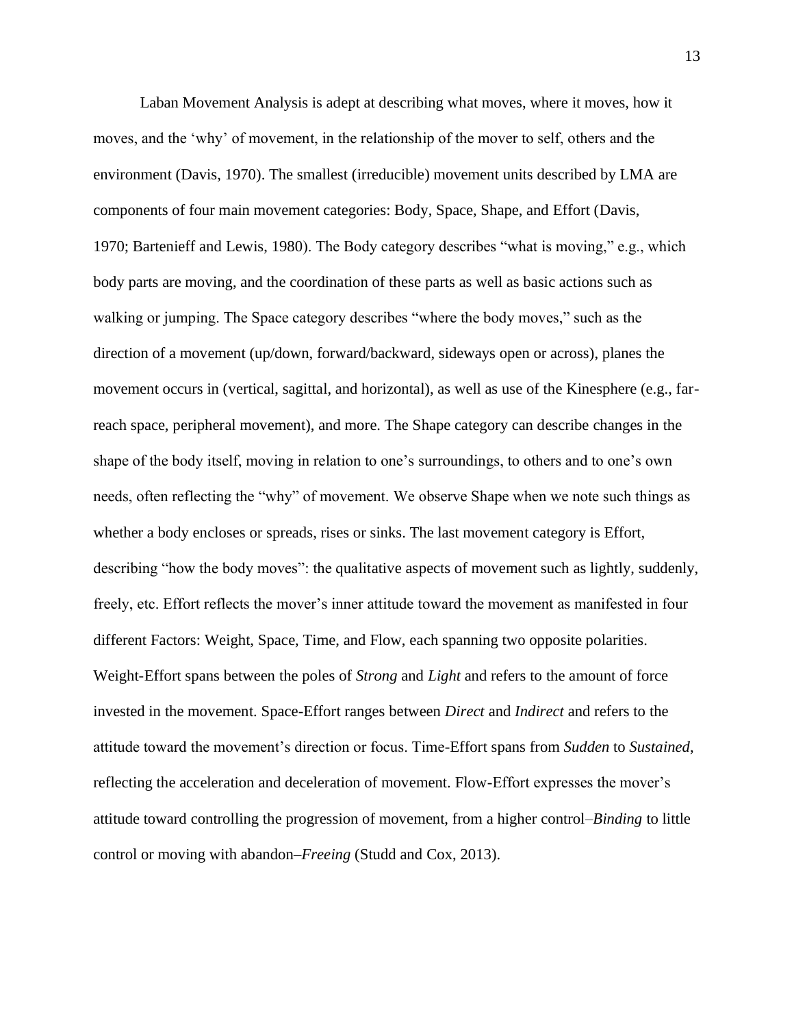Laban Movement Analysis is adept at describing what moves, where it moves, how it moves, and the 'why' of movement, in the relationship of the mover to self, others and the environment (Davis, 1970). The smallest (irreducible) movement units described by LMA are components of four main movement categories: Body, Space, Shape, and Effort (Davis, 1970; Bartenieff and Lewis, 1980). The Body category describes "what is moving," e.g., which body parts are moving, and the coordination of these parts as well as basic actions such as walking or jumping. The Space category describes "where the body moves," such as the direction of a movement (up/down, forward/backward, sideways open or across), planes the movement occurs in (vertical, sagittal, and horizontal), as well as use of the Kinesphere (e.g., far-reach space, peripheral movement), and more. The Shape category can describe changes in the shape of the body itself, moving in relation to one's surroundings, to others and to one's own needs, often reflecting the "why" of movement. We observe Shape when we note such things as whether a body encloses or spreads, rises or sinks. The last movement category is Effort, describing "how the body moves": the qualitative aspects of movement such as lightly, suddenly, freely, etc. Effort reflects the mover's inner attitude toward the movement as manifested in four different Factors: Weight, Space, Time, and Flow, each spanning two opposite polarities. Weight-Effort spans between the poles of *Strong* and *Light* and refers to the amount of force invested in the movement. Space-Effort ranges between *Direct* and *Indirect* and refers to the attitude toward the movement's direction or focus. Time-Effort spans from *Sudden* to *Sustained*, reflecting the acceleration and deceleration of movement. Flow-Effort expresses the mover's attitude toward controlling the progression of movement, from a higher control–*Binding* to little control or moving with abandon–*Freeing* (Studd and Cox, 2013).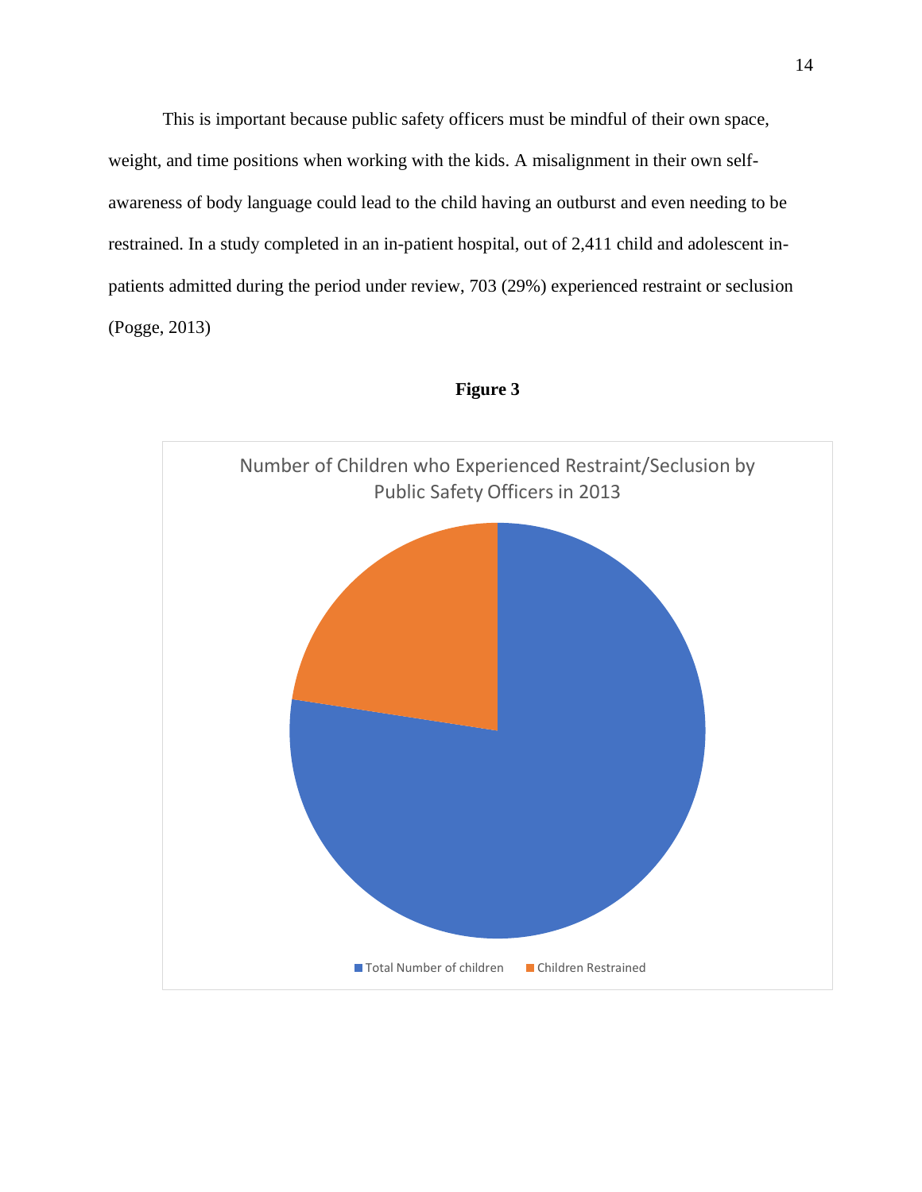This is important because public safety officers must be mindful of their own space, weight, and time positions when working with the kids. A misalignment in their own self-awareness of body language could lead to the child having an outburst and even needing to be restrained. In a study completed in an in-patient hospital, out of 2,411 child and adolescent in-patients admitted during the period under review, 703 (29%) experienced restraint or seclusion (Pogge, 2013)

**Figure 3**

Number of Children who Experienced Restraint/Seclusion by Public Safety Officers in 2013

Total Number of children | Children Restrained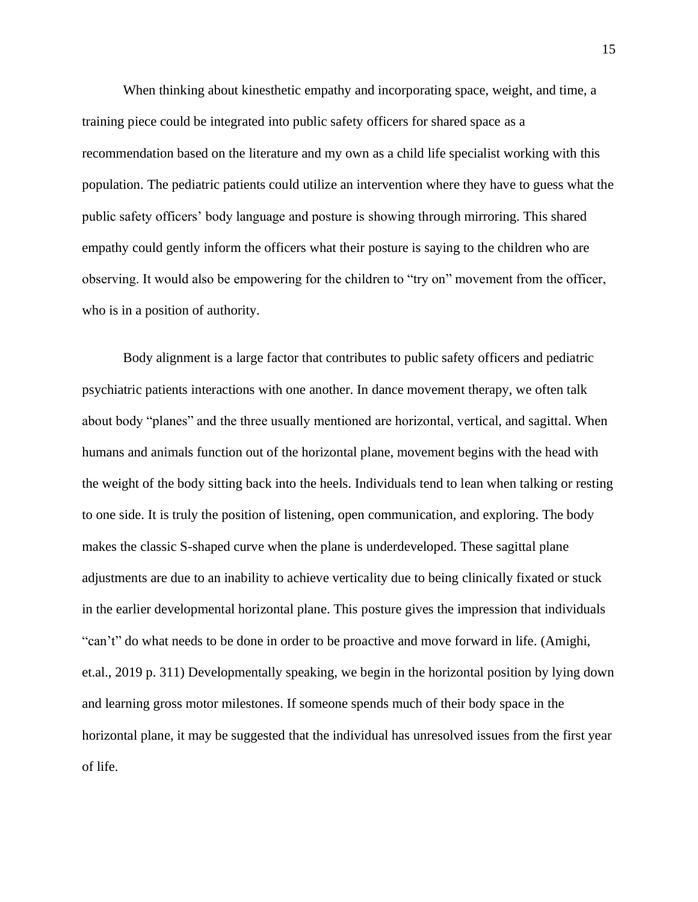When thinking about kinesthetic empathy and incorporating space, weight, and time, a training piece could be integrated into public safety officers for shared space as a recommendation based on the literature and my own as a child life specialist working with this population. The pediatric patients could utilize an intervention where they have to guess what the public safety officers' body language and posture is showing through mirroring. This shared empathy could gently inform the officers what their posture is saying to the children who are observing. It would also be empowering for the children to "try on" movement from the officer, who is in a position of authority.

Body alignment is a large factor that contributes to public safety officers and pediatric psychiatric patients interactions with one another. In dance movement therapy, we often talk about body "planes" and the three usually mentioned are horizontal, vertical, and sagittal. When humans and animals function out of the horizontal plane, movement begins with the head with the weight of the body sitting back into the heels. Individuals tend to lean when talking or resting to one side. It is truly the position of listening, open communication, and exploring. The body makes the classic S-shaped curve when the plane is underdeveloped. These sagittal plane adjustments are due to an inability to achieve verticality due to being clinically fixated or stuck in the earlier developmental horizontal plane. This posture gives the impression that individuals "can't" do what needs to be done in order to be proactive and move forward in life. (Amighi, et.al., 2019 p. 311) Developmentally speaking, we begin in the horizontal position by lying down and learning gross motor milestones. If someone spends much of their body space in the horizontal plane, it may be suggested that the individual has unresolved issues from the first year of life.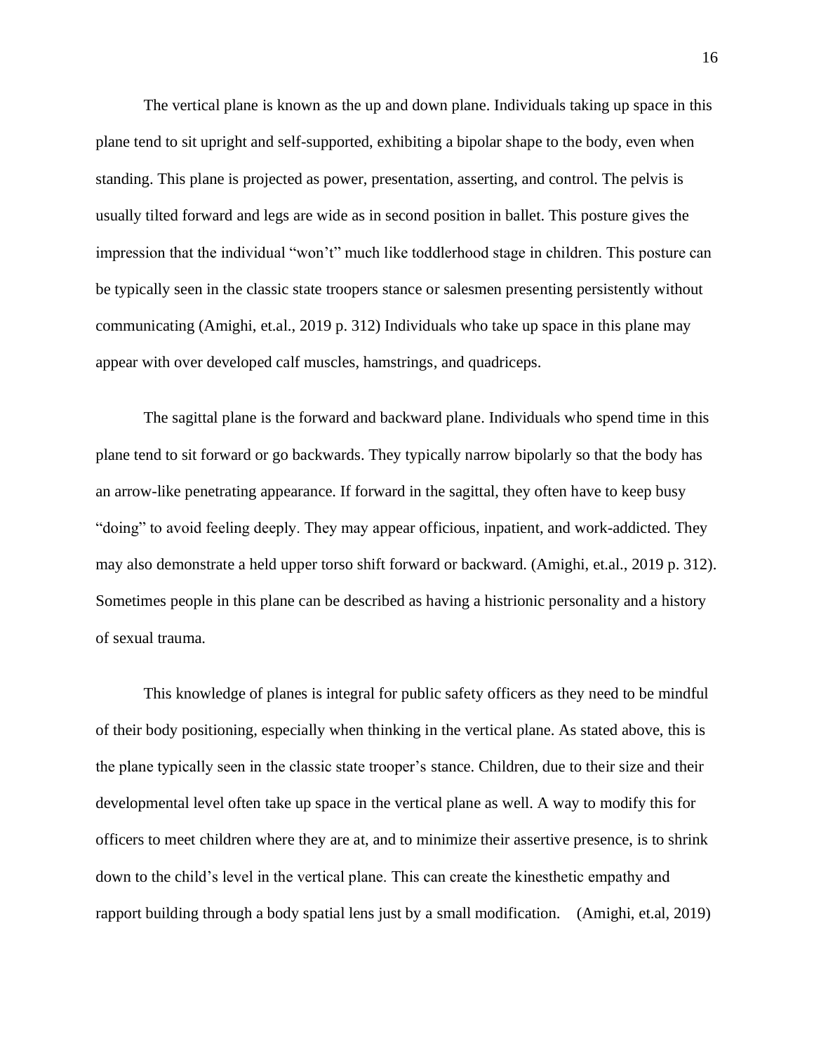The vertical plane is known as the up and down plane. Individuals taking up space in this plane tend to sit upright and self-supported, exhibiting a bipolar shape to the body, even when standing. This plane is projected as power, presentation, asserting, and control. The pelvis is usually tilted forward and legs are wide as in second position in ballet. This posture gives the impression that the individual "won't" much like toddlerhood stage in children. This posture can be typically seen in the classic state troopers stance or salesmen presenting persistently without communicating (Amighi, et.al., 2019 p. 312) Individuals who take up space in this plane may appear with over developed calf muscles, hamstrings, and quadriceps.

The sagittal plane is the forward and backward plane. Individuals who spend time in this plane tend to sit forward or go backwards. They typically narrow bipolarly so that the body has an arrow-like penetrating appearance. If forward in the sagittal, they often have to keep busy "doing" to avoid feeling deeply. They may appear officious, inpatient, and work-addicted. They may also demonstrate a held upper torso shift forward or backward. (Amighi, et.al., 2019 p. 312). Sometimes people in this plane can be described as having a histrionic personality and a history of sexual trauma.

This knowledge of planes is integral for public safety officers as they need to be mindful of their body positioning, especially when thinking in the vertical plane. As stated above, this is the plane typically seen in the classic state trooper's stance. Children, due to their size and their developmental level often take up space in the vertical plane as well. A way to modify this for officers to meet children where they are at, and to minimize their assertive presence, is to shrink down to the child's level in the vertical plane. This can create the kinesthetic empathy and rapport building through a body spatial lens just by a small modification. (Amighi, et.al, 2019)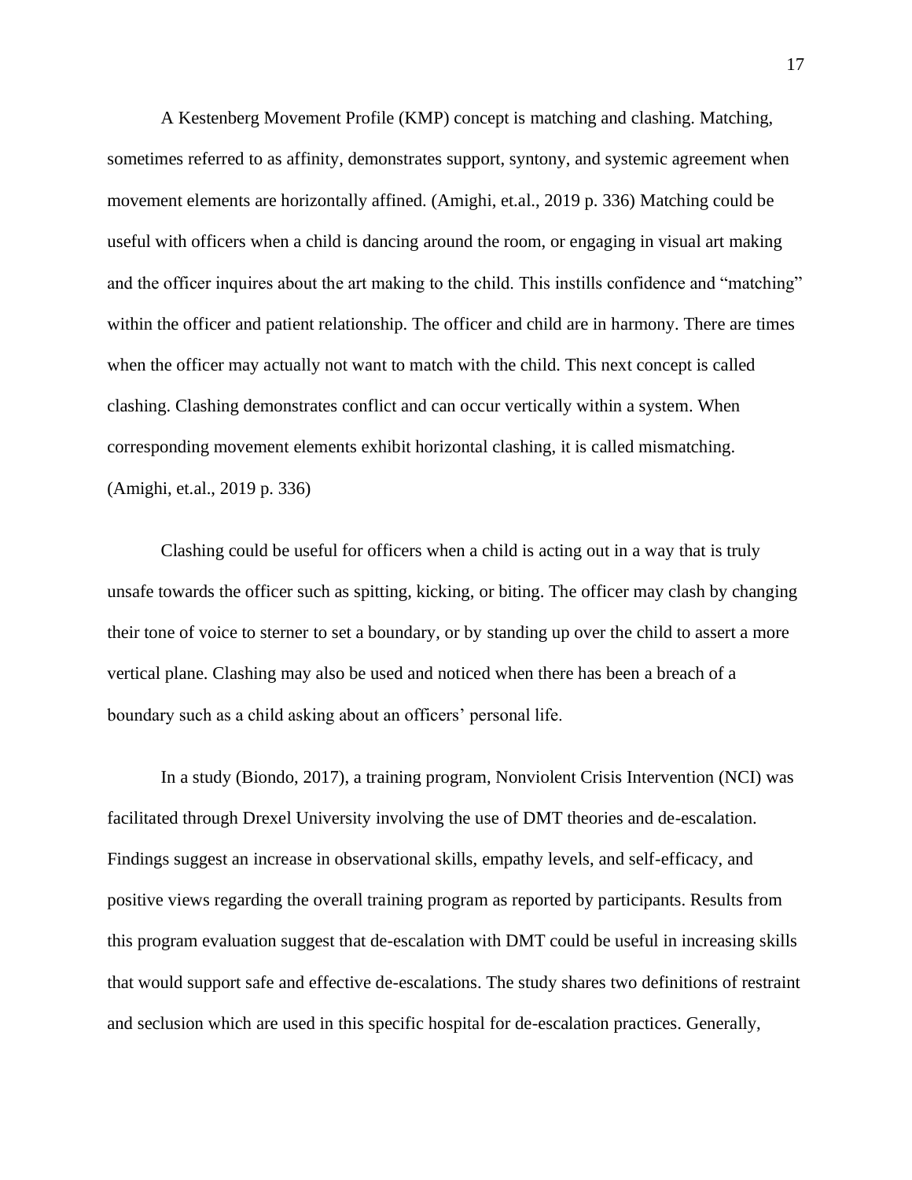A Kestenberg Movement Profile (KMP) concept is matching and clashing. Matching, sometimes referred to as affinity, demonstrates support, syntony, and systemic agreement when movement elements are horizontally affined. (Amighi, et.al., 2019 p. 336) Matching could be useful with officers when a child is dancing around the room, or engaging in visual art making and the officer inquires about the art making to the child. This instills confidence and "matching" within the officer and patient relationship. The officer and child are in harmony. There are times when the officer may actually not want to match with the child. This next concept is called clashing. Clashing demonstrates conflict and can occur vertically within a system. When corresponding movement elements exhibit horizontal clashing, it is called mismatching. (Amighi, et.al., 2019 p. 336)

Clashing could be useful for officers when a child is acting out in a way that is truly unsafe towards the officer such as spitting, kicking, or biting. The officer may clash by changing their tone of voice to sterner to set a boundary, or by standing up over the child to assert a more vertical plane. Clashing may also be used and noticed when there has been a breach of a boundary such as a child asking about an officers' personal life.

In a study (Biondo, 2017), a training program, Nonviolent Crisis Intervention (NCI) was facilitated through Drexel University involving the use of DMT theories and de-escalation. Findings suggest an increase in observational skills, empathy levels, and self-efficacy, and positive views regarding the overall training program as reported by participants. Results from this program evaluation suggest that de-escalation with DMT could be useful in increasing skills that would support safe and effective de-escalations. The study shares two definitions of restraint and seclusion which are used in this specific hospital for de-escalation practices. Generally,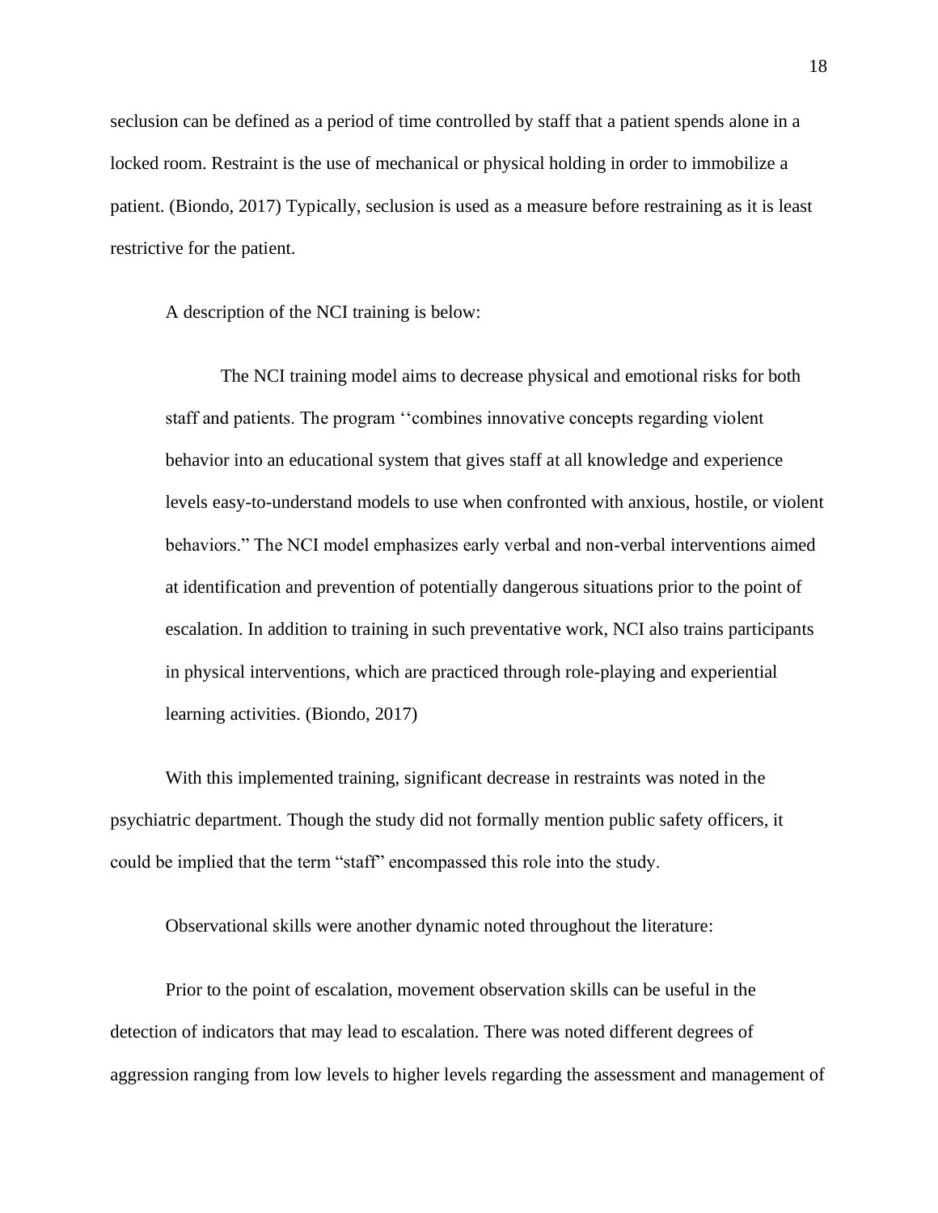seclusion can be defined as a period of time controlled by staff that a patient spends alone in a locked room. Restraint is the use of mechanical or physical holding in order to immobilize a patient. (Biondo, 2017) Typically, seclusion is used as a measure before restraining as it is least restrictive for the patient.

A description of the NCI training is below:

> The NCI training model aims to decrease physical and emotional risks for both staff and patients. The program ‘‘combines innovative concepts regarding violent behavior into an educational system that gives staff at all knowledge and experience levels easy-to-understand models to use when confronted with anxious, hostile, or violent behaviors.” The NCI model emphasizes early verbal and non-verbal interventions aimed at identification and prevention of potentially dangerous situations prior to the point of escalation. In addition to training in such preventative work, NCI also trains participants in physical interventions, which are practiced through role-playing and experiential learning activities. (Biondo, 2017)

With this implemented training, significant decrease in restraints was noted in the psychiatric department. Though the study did not formally mention public safety officers, it could be implied that the term “staff” encompassed this role into the study.

Observational skills were another dynamic noted throughout the literature:

Prior to the point of escalation, movement observation skills can be useful in the detection of indicators that may lead to escalation. There was noted different degrees of aggression ranging from low levels to higher levels regarding the assessment and management of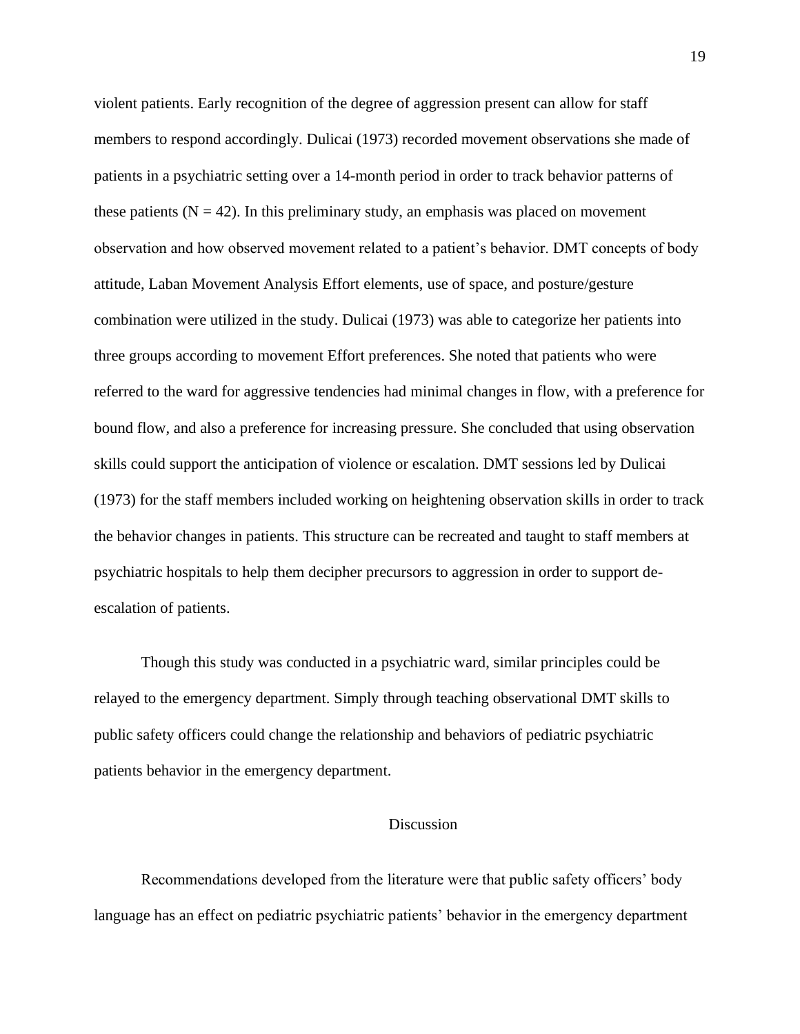violent patients. Early recognition of the degree of aggression present can allow for staff members to respond accordingly. Dulicai (1973) recorded movement observations she made of patients in a psychiatric setting over a 14-month period in order to track behavior patterns of these patients (N = 42). In this preliminary study, an emphasis was placed on movement observation and how observed movement related to a patient's behavior. DMT concepts of body attitude, Laban Movement Analysis Effort elements, use of space, and posture/gesture combination were utilized in the study. Dulicai (1973) was able to categorize her patients into three groups according to movement Effort preferences. She noted that patients who were referred to the ward for aggressive tendencies had minimal changes in flow, with a preference for bound flow, and also a preference for increasing pressure. She concluded that using observation skills could support the anticipation of violence or escalation. DMT sessions led by Dulicai (1973) for the staff members included working on heightening observation skills in order to track the behavior changes in patients. This structure can be recreated and taught to staff members at psychiatric hospitals to help them decipher precursors to aggression in order to support de-escalation of patients.

Though this study was conducted in a psychiatric ward, similar principles could be relayed to the emergency department. Simply through teaching observational DMT skills to public safety officers could change the relationship and behaviors of pediatric psychiatric patients behavior in the emergency department.

## Discussion

Recommendations developed from the literature were that public safety officers' body language has an effect on pediatric psychiatric patients' behavior in the emergency department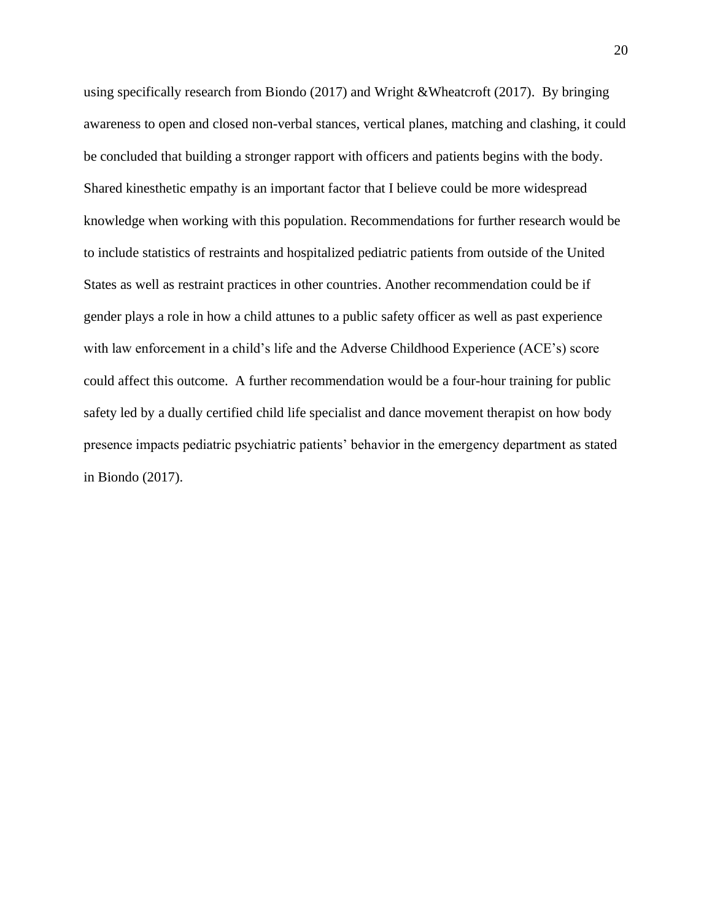using specifically research from Biondo (2017) and Wright &Wheatcroft (2017). By bringing awareness to open and closed non-verbal stances, vertical planes, matching and clashing, it could be concluded that building a stronger rapport with officers and patients begins with the body. Shared kinesthetic empathy is an important factor that I believe could be more widespread knowledge when working with this population. Recommendations for further research would be to include statistics of restraints and hospitalized pediatric patients from outside of the United States as well as restraint practices in other countries. Another recommendation could be if gender plays a role in how a child attunes to a public safety officer as well as past experience with law enforcement in a child's life and the Adverse Childhood Experience (ACE's) score could affect this outcome. A further recommendation would be a four-hour training for public safety led by a dually certified child life specialist and dance movement therapist on how body presence impacts pediatric psychiatric patients' behavior in the emergency department as stated in Biondo (2017).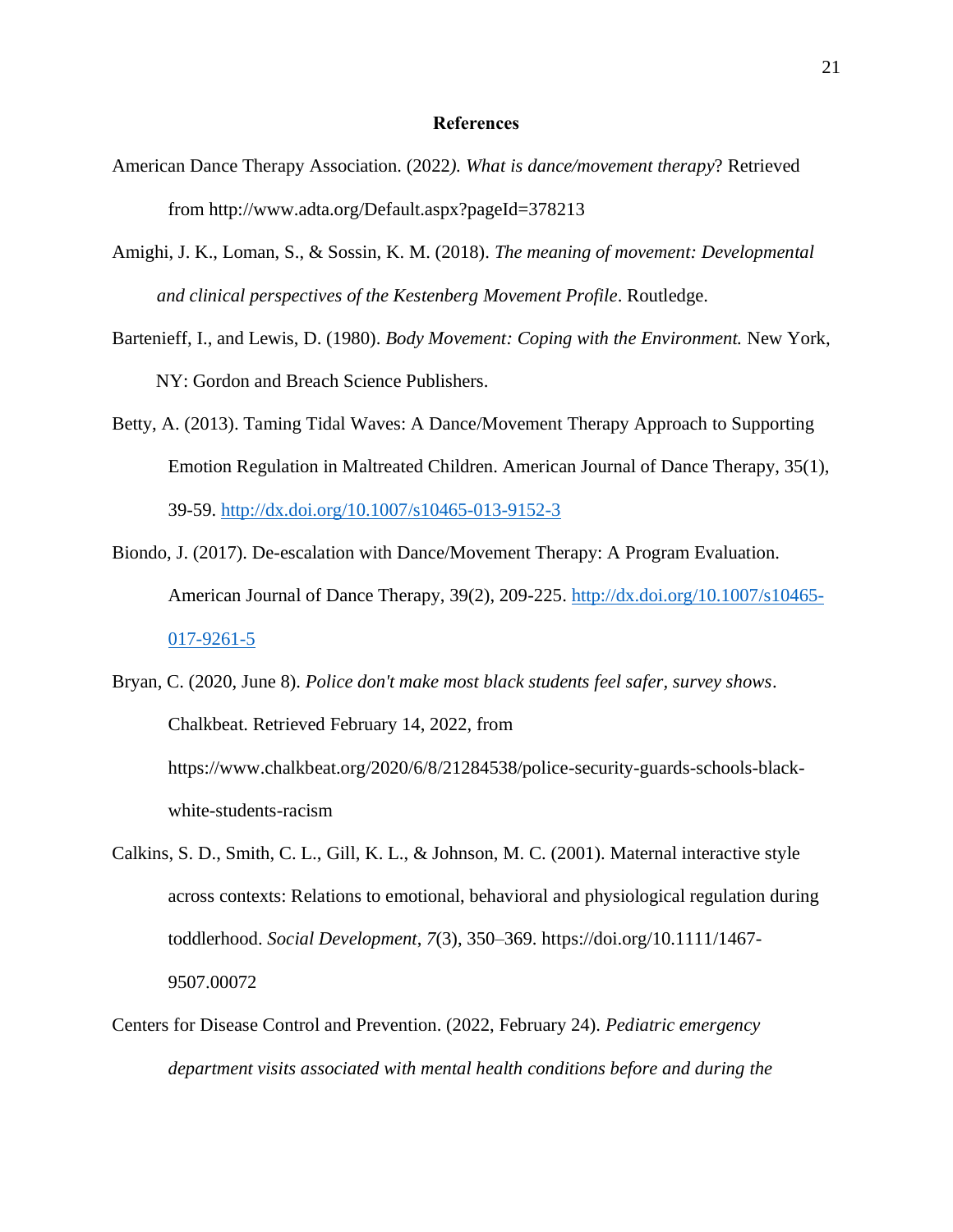# References

American Dance Therapy Association. (2022*). What is dance/movement therapy*? Retrieved from http://www.adta.org/Default.aspx?pageId=378213

Amighi, J. K., Loman, S., & Sossin, K. M. (2018). *The meaning of movement: Developmental and clinical perspectives of the Kestenberg Movement Profile*. Routledge.

Bartenieff, I., and Lewis, D. (1980). *Body Movement: Coping with the Environment.* New York, NY: Gordon and Breach Science Publishers.

Betty, A. (2013). Taming Tidal Waves: A Dance/Movement Therapy Approach to Supporting Emotion Regulation in Maltreated Children. American Journal of Dance Therapy, 35(1), 39-59. http://dx.doi.org/10.1007/s10465-013-9152-3

Biondo, J. (2017). De-escalation with Dance/Movement Therapy: A Program Evaluation. American Journal of Dance Therapy, 39(2), 209-225. http://dx.doi.org/10.1007/s10465-017-9261-5

Bryan, C. (2020, June 8). *Police don't make most black students feel safer, survey shows*. Chalkbeat. Retrieved February 14, 2022, from https://www.chalkbeat.org/2020/6/8/21284538/police-security-guards-schools-black-white-students-racism

Calkins, S. D., Smith, C. L., Gill, K. L., & Johnson, M. C. (2001). Maternal interactive style across contexts: Relations to emotional, behavioral and physiological regulation during toddlerhood. *Social Development*, *7*(3), 350–369. https://doi.org/10.1111/1467-9507.00072

Centers for Disease Control and Prevention. (2022, February 24). *Pediatric emergency department visits associated with mental health conditions before and during the*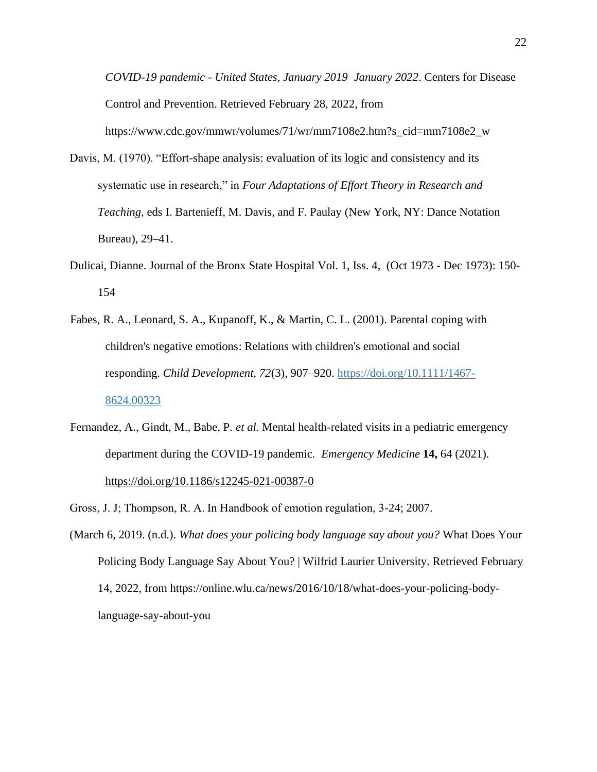*COVID-19 pandemic - United States, January 2019–January 2022*. Centers for Disease Control and Prevention. Retrieved February 28, 2022, from https://www.cdc.gov/mmwr/volumes/71/wr/mm7108e2.htm?s_cid=mm7108e2_w

Davis, M. (1970). "Effort-shape analysis: evaluation of its logic and consistency and its systematic use in research," in *Four Adaptations of Effort Theory in Research and Teaching*, eds I. Bartenieff, M. Davis, and F. Paulay (New York, NY: Dance Notation Bureau), 29–41.

Dulicai, Dianne. Journal of the Bronx State Hospital Vol. 1, Iss. 4, (Oct 1973 - Dec 1973): 150-154

Fabes, R. A., Leonard, S. A., Kupanoff, K., & Martin, C. L. (2001). Parental coping with children's negative emotions: Relations with children's emotional and social responding. *Child Development, 72*(3), 907–920. https://doi.org/10.1111/1467-8624.00323

Fernandez, A., Gindt, M., Babe, P. *et al.* Mental health-related visits in a pediatric emergency department during the COVID-19 pandemic. *Emergency Medicine* **14,** 64 (2021). https://doi.org/10.1186/s12245-021-00387-0

Gross, J. J; Thompson, R. A. In Handbook of emotion regulation, 3-24; 2007.

(March 6, 2019. (n.d.). *What does your policing body language say about you?* What Does Your Policing Body Language Say About You? | Wilfrid Laurier University. Retrieved February 14, 2022, from https://online.wlu.ca/news/2016/10/18/what-does-your-policing-body-language-say-about-you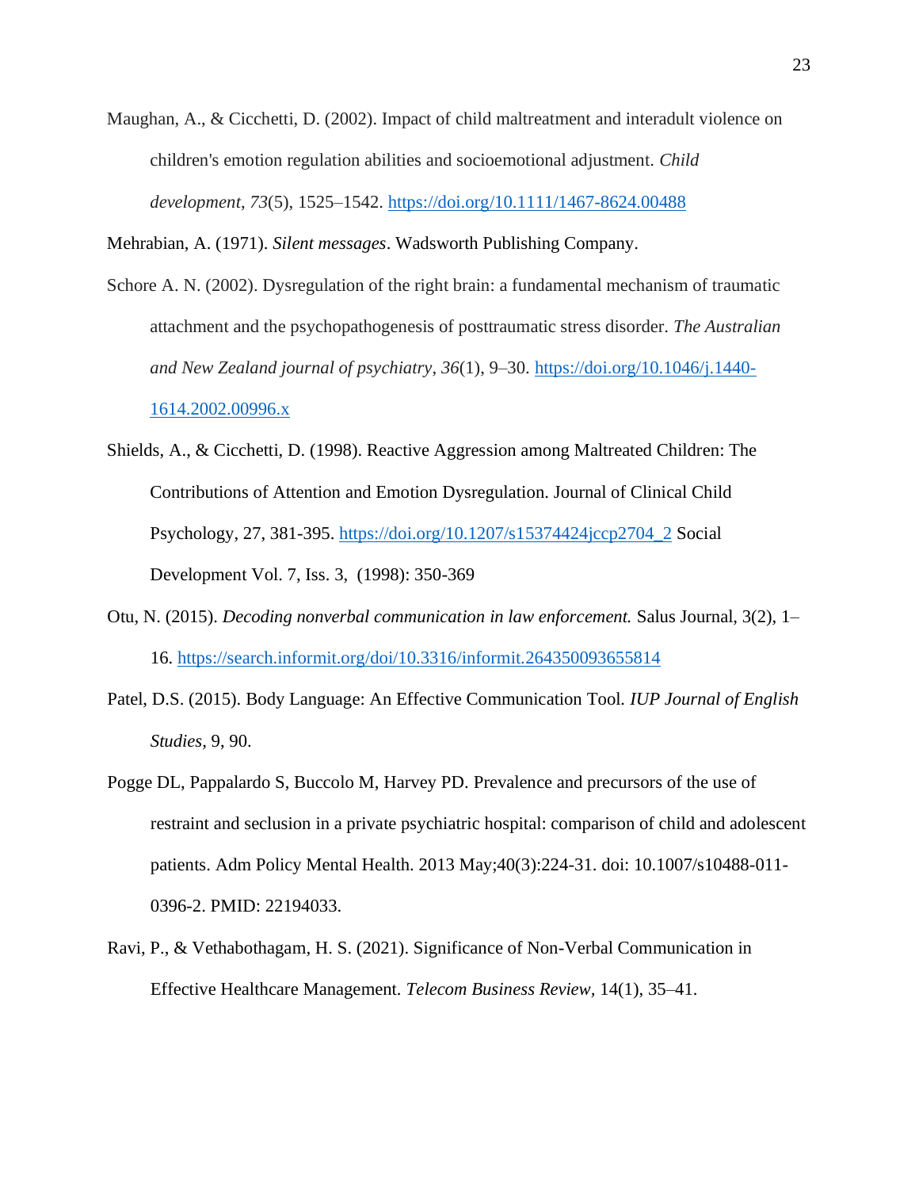Maughan, A., & Cicchetti, D. (2002). Impact of child maltreatment and interadult violence on children's emotion regulation abilities and socioemotional adjustment. *Child development*, *73*(5), 1525–1542. https://doi.org/10.1111/1467-8624.00488

Mehrabian, A. (1971). *Silent messages*. Wadsworth Publishing Company.

Schore A. N. (2002). Dysregulation of the right brain: a fundamental mechanism of traumatic attachment and the psychopathogenesis of posttraumatic stress disorder. *The Australian and New Zealand journal of psychiatry*, *36*(1), 9–30. https://doi.org/10.1046/j.1440-1614.2002.00996.x

Shields, A., & Cicchetti, D. (1998). Reactive Aggression among Maltreated Children: The Contributions of Attention and Emotion Dysregulation. Journal of Clinical Child Psychology, 27, 381-395. https://doi.org/10.1207/s15374424jccp2704_2 Social Development Vol. 7, Iss. 3, (1998): 350-369

Otu, N. (2015). *Decoding nonverbal communication in law enforcement.* Salus Journal, 3(2), 1–16. https://search.informit.org/doi/10.3316/informit.264350093655814

Patel, D.S. (2015). Body Language: An Effective Communication Tool. *IUP Journal of English Studies*, 9, 90.

Pogge DL, Pappalardo S, Buccolo M, Harvey PD. Prevalence and precursors of the use of restraint and seclusion in a private psychiatric hospital: comparison of child and adolescent patients. Adm Policy Mental Health. 2013 May;40(3):224-31. doi: 10.1007/s10488-011-0396-2. PMID: 22194033.

Ravi, P., & Vethabothagam, H. S. (2021). Significance of Non-Verbal Communication in Effective Healthcare Management. *Telecom Business Review*, 14(1), 35–41.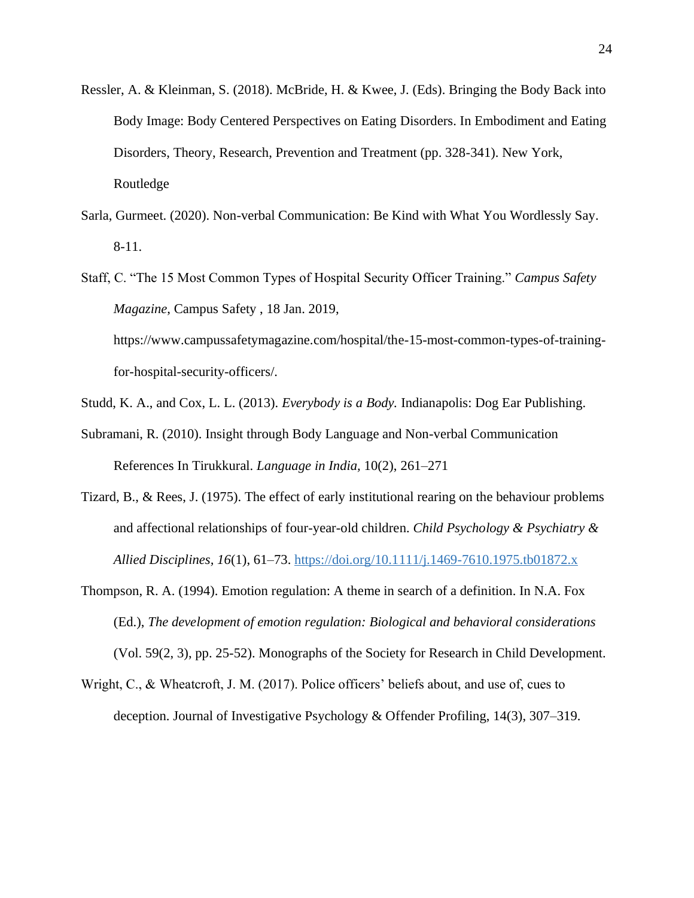Ressler, A. & Kleinman, S. (2018). McBride, H. & Kwee, J. (Eds). Bringing the Body Back into Body Image: Body Centered Perspectives on Eating Disorders. In Embodiment and Eating Disorders, Theory, Research, Prevention and Treatment (pp. 328-341). New York, Routledge

Sarla, Gurmeet. (2020). Non-verbal Communication: Be Kind with What You Wordlessly Say. 8-11.

Staff, C. "The 15 Most Common Types of Hospital Security Officer Training." *Campus Safety Magazine*, Campus Safety , 18 Jan. 2019, https://www.campussafetymagazine.com/hospital/the-15-most-common-types-of-training-for-hospital-security-officers/.

Studd, K. A., and Cox, L. L. (2013). *Everybody is a Body.* Indianapolis: Dog Ear Publishing.

Subramani, R. (2010). Insight through Body Language and Non-verbal Communication References In Tirukkural. *Language in India*, 10(2), 261–271

Tizard, B., & Rees, J. (1975). The effect of early institutional rearing on the behaviour problems and affectional relationships of four-year-old children. *Child Psychology & Psychiatry & Allied Disciplines*, *16*(1), 61–73. https://doi.org/10.1111/j.1469-7610.1975.tb01872.x

Thompson, R. A. (1994). Emotion regulation: A theme in search of a definition. In N.A. Fox (Ed.), *The development of emotion regulation: Biological and behavioral considerations* (Vol. 59(2, 3), pp. 25-52). Monographs of the Society for Research in Child Development.

Wright, C., & Wheatcroft, J. M. (2017). Police officers' beliefs about, and use of, cues to deception. Journal of Investigative Psychology & Offender Profiling, 14(3), 307–319.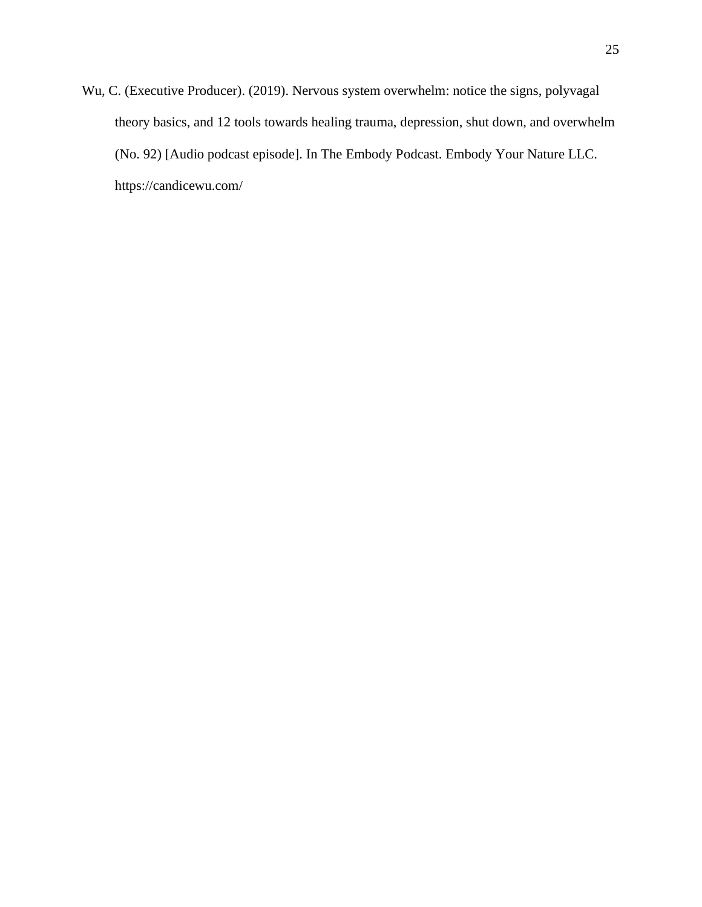Wu, C. (Executive Producer). (2019). Nervous system overwhelm: notice the signs, polyvagal theory basics, and 12 tools towards healing trauma, depression, shut down, and overwhelm (No. 92) [Audio podcast episode]. In The Embody Podcast. Embody Your Nature LLC. https://candicewu.com/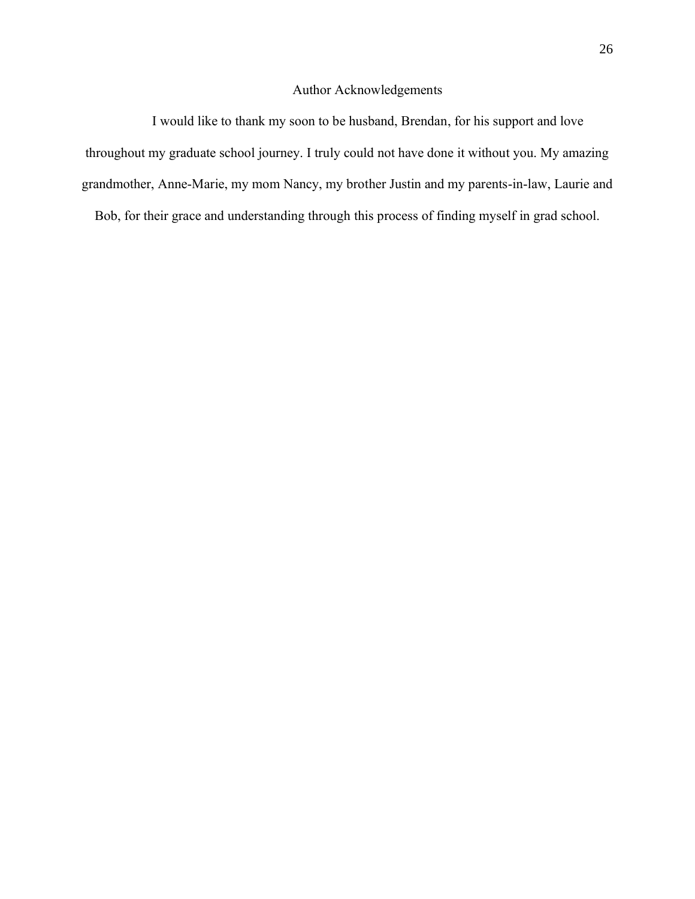# Author Acknowledgements

I would like to thank my soon to be husband, Brendan, for his support and love throughout my graduate school journey. I truly could not have done it without you. My amazing grandmother, Anne-Marie, my mom Nancy, my brother Justin and my parents-in-law, Laurie and Bob, for their grace and understanding through this process of finding myself in grad school.